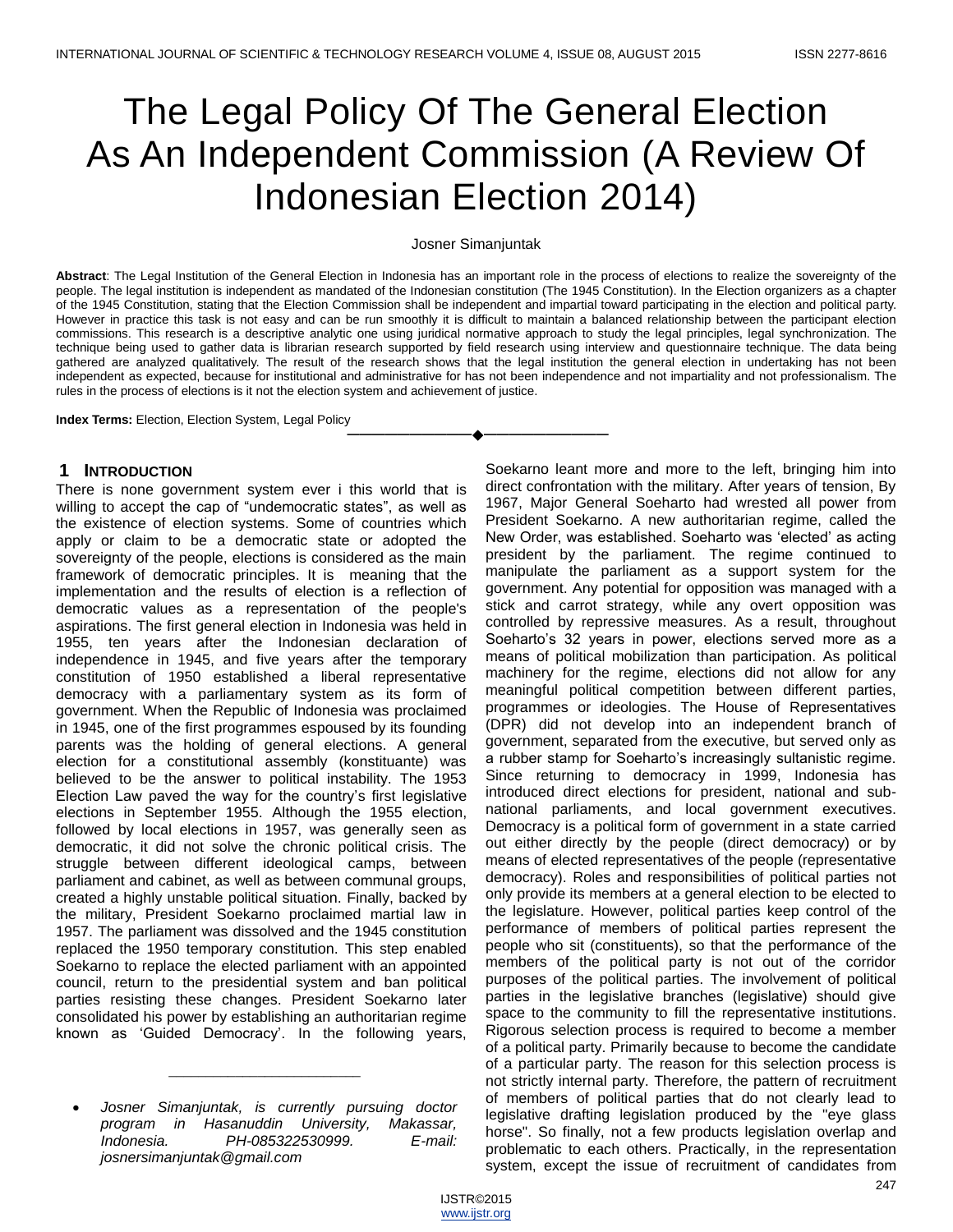# The Legal Policy Of The General Election As An Independent Commission (A Review Of Indonesian Election 2014)

Josner Simanjuntak

**Abstract**: The Legal Institution of the General Election in Indonesia has an important role in the process of elections to realize the sovereignty of the people. The legal institution is independent as mandated of the Indonesian constitution (The 1945 Constitution). In the Election organizers as a chapter of the 1945 Constitution, stating that the Election Commission shall be independent and impartial toward participating in the election and political party. However in practice this task is not easy and can be run smoothly it is difficult to maintain a balanced relationship between the participant election commissions. This research is a descriptive analytic one using juridical normative approach to study the legal principles, legal synchronization. The technique being used to gather data is librarian research supported by field research using interview and questionnaire technique. The data being gathered are analyzed qualitatively. The result of the research shows that the legal institution the general election in undertaking has not been independent as expected, because for institutional and administrative for has not been independence and not impartiality and not professionalism. The rules in the process of elections is it not the election system and achievement of justice.

**Index Terms:** Election, Election System, Legal Policy

---

## 1 Introduction

There is none government system ever i this world that is willing to accept the cap of "undemocratic states", as well as the existence of election systems. Some of countries which apply or claim to be a democratic state or adopted the sovereignty of the people, elections is considered as the main framework of democratic principles. It is meaning that the implementation and the results of election is a reflection of democratic values as a representation of the people's aspirations. The first general election in Indonesia was held in 1955, ten years after the Indonesian declaration of independence in 1945, and five years after the temporary constitution of 1950 established a liberal representative democracy with a parliamentary system as its form of government. When the Republic of Indonesia was proclaimed in 1945, one of the first programmes espoused by its founding parents was the holding of general elections. A general election for a constitutional assembly (konstituante) was believed to be the answer to political instability. The 1953 Election Law paved the way for the country's first legislative elections in September 1955. Although the 1955 election, followed by local elections in 1957, was generally seen as democratic, it did not solve the chronic political crisis. The struggle between different ideological camps, between parliament and cabinet, as well as between communal groups, created a highly unstable political situation. Finally, backed by the military, President Soekarno proclaimed martial law in 1957. The parliament was dissolved and the 1945 constitution replaced the 1950 temporary constitution. This step enabled Soekarno to replace the elected parliament with an appointed council, return to the presidential system and ban political parties resisting these changes. President Soekarno later consolidated his power by establishing an authoritarian regime known as 'Guided Democracy'. In the following years, Soekarno leant more and more to the left, bringing him into direct confrontation with the military. After years of tension, By 1967, Major General Soeharto had wrested all power from President Soekarno. A new authoritarian regime, called the New Order, was established. Soeharto was 'elected' as acting president by the parliament. The regime continued to manipulate the parliament as a support system for the government. Any potential for opposition was managed with a stick and carrot strategy, while any overt opposition was controlled by repressive measures. As a result, throughout Soeharto's 32 years in power, elections served more as a means of political mobilization than participation. As political machinery for the regime, elections did not allow for any meaningful political competition between different parties, programmes or ideologies. The House of Representatives (DPR) did not develop into an independent branch of government, separated from the executive, but served only as a rubber stamp for Soeharto's increasingly sultanistic regime. Since returning to democracy in 1999, Indonesia has introduced direct elections for president, national and sub-national parliaments, and local government executives. Democracy is a political form of government in a state carried out either directly by the people (direct democracy) or by means of elected representatives of the people (representative democracy). Roles and responsibilities of political parties not only provide its members at a general election to be elected to the legislature. However, political parties keep control of the performance of members of political parties represent the people who sit (constituents), so that the performance of the members of the political party is not out of the corridor purposes of the political parties. The involvement of political parties in the legislative branches (legislative) should give space to the community to fill the representative institutions. Rigorous selection process is required to become a member of a political party. Primarily because to become the candidate of a particular party. The reason for this selection process is not strictly internal party. Therefore, the pattern of recruitment of members of political parties that do not clearly lead to legislative drafting legislation produced by the "eye glass horse". So finally, not a few products legislation overlap and problematic to each others. Practically, in the representation system, except the issue of recruitment of candidates from

---

- *Josner Simanjuntak, is currently pursuing doctor program in Hasanuddin University, Makassar, Indonesia. PH-085322530999. E-mail: josnersimanjuntak@gmail.com*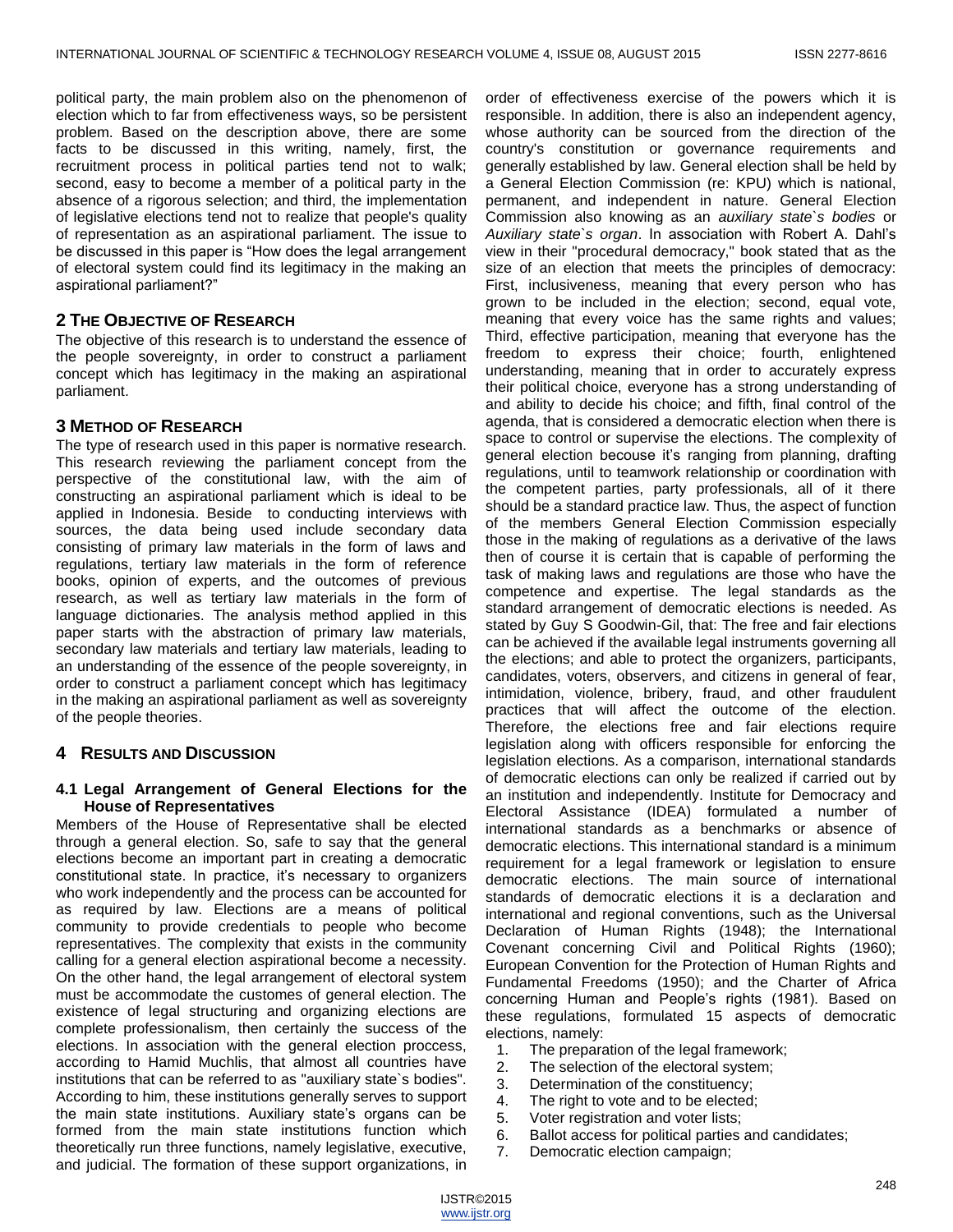political party, the main problem also on the phenomenon of election which to far from effectiveness ways, so be persistent problem. Based on the description above, there are some facts to be discussed in this writing, namely, first, the recruitment process in political parties tend not to walk; second, easy to become a member of a political party in the absence of a rigorous selection; and third, the implementation of legislative elections tend not to realize that people's quality of representation as an aspirational parliament. The issue to be discussed in this paper is "How does the legal arrangement of electoral system could find its legitimacy in the making an aspirational parliament?"

## 2 The Objective of Research

The objective of this research is to understand the essence of the people sovereignty, in order to construct a parliament concept which has legitimacy in the making an aspirational parliament.

## 3 Method of Research

The type of research used in this paper is normative research. This research reviewing the parliament concept from the perspective of the constitutional law, with the aim of constructing an aspirational parliament which is ideal to be applied in Indonesia. Beside to conducting interviews with sources, the data being used include secondary data consisting of primary law materials in the form of laws and regulations, tertiary law materials in the form of reference books, opinion of experts, and the outcomes of previous research, as well as tertiary law materials in the form of language dictionaries. The analysis method applied in this paper starts with the abstraction of primary law materials, secondary law materials and tertiary law materials, leading to an understanding of the essence of the people sovereignty, in order to construct a parliament concept which has legitimacy in the making an aspirational parliament as well as sovereignty of the people theories.

## 4 Results and Discussion

### 4.1 Legal Arrangement of General Elections for the House of Representatives

Members of the House of Representative shall be elected through a general election. So, safe to say that the general elections become an important part in creating a democratic constitutional state. In practice, it's necessary to organizers who work independently and the process can be accounted for as required by law. Elections are a means of political community to provide credentials to people who become representatives. The complexity that exists in the community calling for a general election aspirational become a necessity. On the other hand, the legal arrangement of electoral system must be accommodate the customes of general election. The existence of legal structuring and organizing elections are complete professionalism, then certainly the success of the elections. In association with the general election proccess, according to Hamid Muchlis, that almost all countries have institutions that can be referred to as "auxiliary state`s bodies". According to him, these institutions generally serves to support the main state institutions. Auxiliary state's organs can be formed from the main state institutions function which theoretically run three functions, namely legislative, executive, and judicial. The formation of these support organizations, in order of effectiveness exercise of the powers which it is responsible. In addition, there is also an independent agency, whose authority can be sourced from the direction of the country's constitution or governance requirements and generally established by law. General election shall be held by a General Election Commission (re: KPU) which is national, permanent, and independent in nature. General Election Commission also knowing as an *auxiliary state`s bodies* or *Auxiliary state`s organ*. In association with Robert A. Dahl's view in their "procedural democracy," book stated that as the size of an election that meets the principles of democracy: First, inclusiveness, meaning that every person who has grown to be included in the election; second, equal vote, meaning that every voice has the same rights and values; Third, effective participation, meaning that everyone has the freedom to express their choice; fourth, enlightened understanding, meaning that in order to accurately express their political choice, everyone has a strong understanding of and ability to decide his choice; and fifth, final control of the agenda, that is considered a democratic election when there is space to control or supervise the elections. The complexity of general election becouse it's ranging from planning, drafting regulations, until to teamwork relationship or coordination with the competent parties, party professionals, all of it there should be a standard practice law. Thus, the aspect of function of the members General Election Commission especially those in the making of regulations as a derivative of the laws then of course it is certain that is capable of performing the task of making laws and regulations are those who have the competence and expertise. The legal standards as the standard arrangement of democratic elections is needed. As stated by Guy S Goodwin-Gil, that: The free and fair elections can be achieved if the available legal instruments governing all the elections; and able to protect the organizers, participants, candidates, voters, observers, and citizens in general of fear, intimidation, violence, bribery, fraud, and other fraudulent practices that will affect the outcome of the election. Therefore, the elections free and fair elections require legislation along with officers responsible for enforcing the legislation elections. As a comparison, international standards of democratic elections can only be realized if carried out by an institution and independently. Institute for Democracy and Electoral Assistance (IDEA) formulated a number of international standards as a benchmarks or absence of democratic elections. This international standard is a minimum requirement for a legal framework or legislation to ensure democratic elections. The main source of international standards of democratic elections it is a declaration and international and regional conventions, such as the Universal Declaration of Human Rights (1948); the International Covenant concerning Civil and Political Rights (1960); European Convention for the Protection of Human Rights and Fundamental Freedoms (1950); and the Charter of Africa concerning Human and People's rights (1981). Based on these regulations, formulated 15 aspects of democratic elections, namely:

1. The preparation of the legal framework;
2. The selection of the electoral system;
3. Determination of the constituency;
4. The right to vote and to be elected;
5. Voter registration and voter lists;
6. Ballot access for political parties and candidates;
7. Democratic election campaign;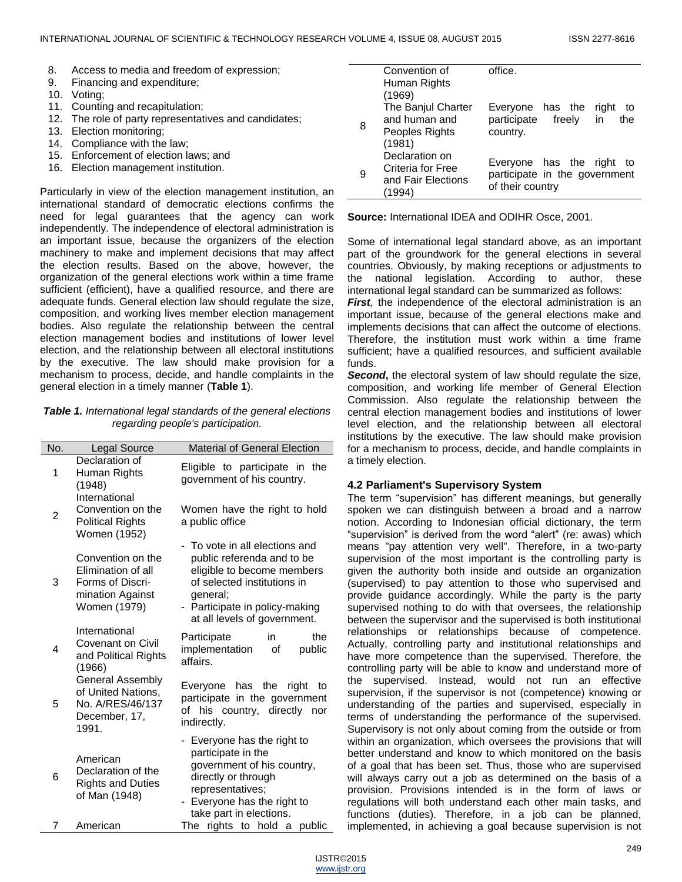8. Access to media and freedom of expression;
9. Financing and expenditure;
10. Voting;
11. Counting and recapitulation;
12. The role of party representatives and candidates;
13. Election monitoring;
14. Compliance with the law;
15. Enforcement of election laws; and
16. Election management institution.

Particularly in view of the election management institution, an international standard of democratic elections confirms the need for legal guarantees that the agency can work independently. The independence of electoral administration is an important issue, because the organizers of the election machinery to make and implement decisions that may affect the election results. Based on the above, however, the organization of the general elections work within a time frame sufficient (efficient), have a qualified resource, and there are adequate funds. General election law should regulate the size, composition, and working lives member election management bodies. Also regulate the relationship between the central election management bodies and institutions of lower level election, and the relationship between all electoral institutions by the executive. The law should make provision for a mechanism to process, decide, and handle complaints in the general election in a timely manner (**Table 1**).

***Table 1.*** *International legal standards of the general elections regarding people's participation.*

| No. | Legal Source | Material of General Election |
|---|---|---|
| 1 | Declaration of Human Rights (1948) | Eligible to participate in the government of his country. |
| 2 | International Convention on the Political Rights Women (1952) | Women have the right to hold a public office |
| 3 | Convention on the Elimination of all Forms of Discrimination Against Women (1979) | - To vote in all elections and public referenda and to be eligible to become members of selected institutions in general; - Participate in policy-making at all levels of government. |
| 4 | International Covenant on Civil and Political Rights (1966) | Participate in the implementation of public affairs. |
| 5 | General Assembly of United Nations, No. A/RES/46/137 December, 17, 1991. | Everyone has the right to participate in the government of his country, directly nor indirectly. |
| 6 | American Declaration of the Rights and Duties of Man (1948) | - Everyone has the right to participate in the government of his country, directly or through representatives; - Everyone has the right to take part in elections. |
| 7 | American Convention of Human Rights (1969) | The rights to hold a public office. |
| 8 | The Banjul Charter and human and Peoples Rights (1981) | Everyone has the right to participate freely in the country. |
| 9 | Declaration on Criteria for Free and Fair Elections (1994) | Everyone has the right to participate in the government of their country |

**Source:** International IDEA and ODIHR Osce, 2001.

Some of international legal standard above, as an important part of the groundwork for the general elections in several countries. Obviously, by making receptions or adjustments to the national legislation. According to author, these international legal standard can be summarized as follows:

***First****,* the independence of the electoral administration is an important issue, because of the general elections make and implements decisions that can affect the outcome of elections. Therefore, the institution must work within a time frame sufficient; have a qualified resources, and sufficient available funds.

***Second***, the electoral system of law should regulate the size, composition, and working life member of General Election Commission. Also regulate the relationship between the central election management bodies and institutions of lower level election, and the relationship between all electoral institutions by the executive. The law should make provision for a mechanism to process, decide, and handle complaints in a timely election.

### 4.2 Parliament's Supervisory System

The term "supervision" has different meanings, but generally spoken we can distinguish between a broad and a narrow notion. According to Indonesian official dictionary, the term "supervision" is derived from the word "alert" (re: awas) which means "pay attention very well". Therefore, in a two-party supervision of the most important is the controlling party is given the authority both inside and outside an organization (supervised) to pay attention to those who supervised and provide guidance accordingly. While the party is the party supervised nothing to do with that oversees, the relationship between the supervisor and the supervised is both institutional relationships or relationships because of competence. Actually, controlling party and institutional relationships and have more competence than the supervised. Therefore, the controlling party will be able to know and understand more of the supervised. Instead, would not run an effective supervision, if the supervisor is not (competence) knowing or understanding of the parties and supervised, especially in terms of understanding the performance of the supervised. Supervisory is not only about coming from the outside or from within an organization, which oversees the provisions that will better understand and know to which monitored on the basis of a goal that has been set. Thus, those who are supervised will always carry out a job as determined on the basis of a provision. Provisions intended is in the form of laws or regulations will both understand each other main tasks, and functions (duties). Therefore, in a job can be planned, implemented, in achieving a goal because supervision is not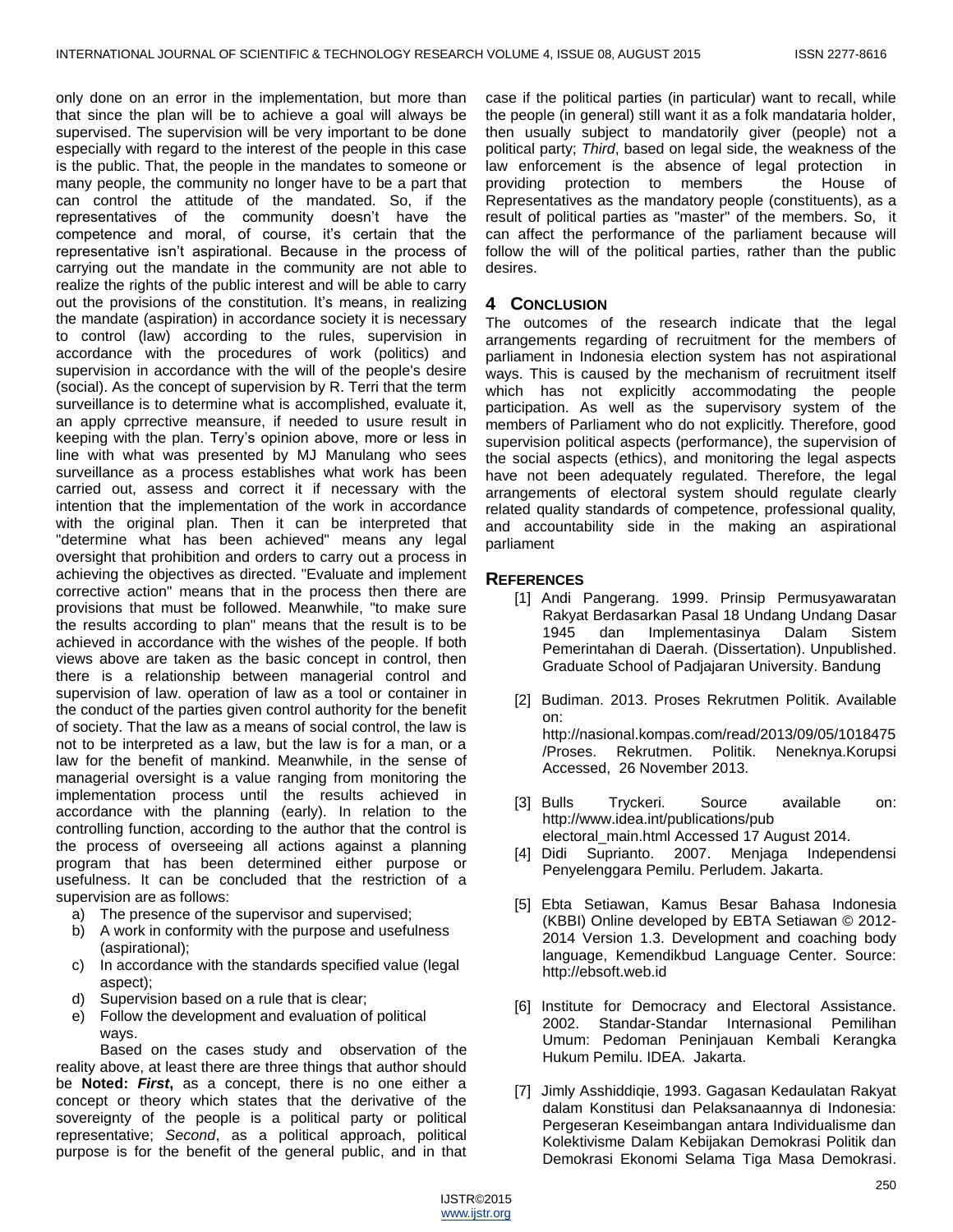only done on an error in the implementation, but more than that since the plan will be to achieve a goal will always be supervised. The supervision will be very important to be done especially with regard to the interest of the people in this case is the public. That, the people in the mandates to someone or many people, the community no longer have to be a part that can control the attitude of the mandated. So, if the representatives of the community doesn't have the competence and moral, of course, it's certain that the representative isn't aspirational. Because in the process of carrying out the mandate in the community are not able to realize the rights of the public interest and will be able to carry out the provisions of the constitution. It's means, in realizing the mandate (aspiration) in accordance society it is necessary to control (law) according to the rules, supervision in accordance with the procedures of work (politics) and supervision in accordance with the will of the people's desire (social). As the concept of supervision by R. Terri that the term surveillance is to determine what is accomplished, evaluate it, an apply cprrective meansure, if needed to usure result in keeping with the plan. Terry's opinion above, more or less in line with what was presented by MJ Manulang who sees surveillance as a process establishes what work has been carried out, assess and correct it if necessary with the intention that the implementation of the work in accordance with the original plan. Then it can be interpreted that "determine what has been achieved" means any legal oversight that prohibition and orders to carry out a process in achieving the objectives as directed. "Evaluate and implement corrective action" means that in the process then there are provisions that must be followed. Meanwhile, "to make sure the results according to plan" means that the result is to be achieved in accordance with the wishes of the people. If both views above are taken as the basic concept in control, then there is a relationship between managerial control and supervision of law. operation of law as a tool or container in the conduct of the parties given control authority for the benefit of society. That the law as a means of social control, the law is not to be interpreted as a law, but the law is for a man, or a law for the benefit of mankind. Meanwhile, in the sense of managerial oversight is a value ranging from monitoring the implementation process until the results achieved in accordance with the planning (early). In relation to the controlling function, according to the author that the control is the process of overseeing all actions against a planning program that has been determined either purpose or usefulness. It can be concluded that the restriction of a supervision are as follows:

a) The presence of the supervisor and supervised;
b) A work in conformity with the purpose and usefulness (aspirational);
c) In accordance with the standards specified value (legal aspect);
d) Supervision based on a rule that is clear;
e) Follow the development and evaluation of political ways.

Based on the cases study and observation of the reality above, at least there are three things that author should be **Noted:** ***First*****,** as a concept, there is no one either a concept or theory which states that the derivative of the sovereignty of the people is a political party or political representative; *Second*, as a political approach, political purpose is for the benefit of the general public, and in that case if the political parties (in particular) want to recall, while the people (in general) still want it as a folk mandataria holder, then usually subject to mandatorily giver (people) not a political party; *Third*, based on legal side, the weakness of the law enforcement is the absence of legal protection in providing protection to members the House of Representatives as the mandatory people (constituents), as a result of political parties as "master" of the members. So, it can affect the performance of the parliament because will follow the will of the political parties, rather than the public desires.

## 4 Conclusion

The outcomes of the research indicate that the legal arrangements regarding of recruitment for the members of parliament in Indonesia election system has not aspirational ways. This is caused by the mechanism of recruitment itself which has not explicitly accommodating the people participation. As well as the supervisory system of the members of Parliament who do not explicitly. Therefore, good supervision political aspects (performance), the supervision of the social aspects (ethics), and monitoring the legal aspects have not been adequately regulated. Therefore, the legal arrangements of electoral system should regulate clearly related quality standards of competence, professional quality, and accountability side in the making an aspirational parliament

## References

[1] Andi Pangerang. 1999. Prinsip Permusyawaratan Rakyat Berdasarkan Pasal 18 Undang Undang Dasar 1945 dan Implementasinya Dalam Sistem Pemerintahan di Daerah. (Dissertation). Unpublished. Graduate School of Padjajaran University. Bandung

[2] Budiman. 2013. Proses Rekrutmen Politik. Available on: http://nasional.kompas.com/read/2013/09/05/1018475 /Proses. Rekrutmen. Politik. Neneknya.Korupsi Accessed, 26 November 2013.

[3] Bulls Tryckeri. Source available on: http://www.idea.int/publications/pub electoral_main.html Accessed 17 August 2014.

[4] Didi Suprianto. 2007. Menjaga Independensi Penyelenggara Pemilu. Perludem. Jakarta.

[5] Ebta Setiawan, Kamus Besar Bahasa Indonesia (KBBI) Online developed by EBTA Setiawan © 2012-2014 Version 1.3. Development and coaching body language, Kemendikbud Language Center. Source: http://ebsoft.web.id

[6] Institute for Democracy and Electoral Assistance. 2002. Standar-Standar Internasional Pemilihan Umum: Pedoman Peninjauan Kembali Kerangka Hukum Pemilu. IDEA. Jakarta.

[7] Jimly Asshiddiqie, 1993. Gagasan Kedaulatan Rakyat dalam Konstitusi dan Pelaksanaannya di Indonesia: Pergeseran Keseimbangan antara Individualisme dan Kolektivisme Dalam Kebijakan Demokrasi Politik dan Demokrasi Ekonomi Selama Tiga Masa Demokrasi.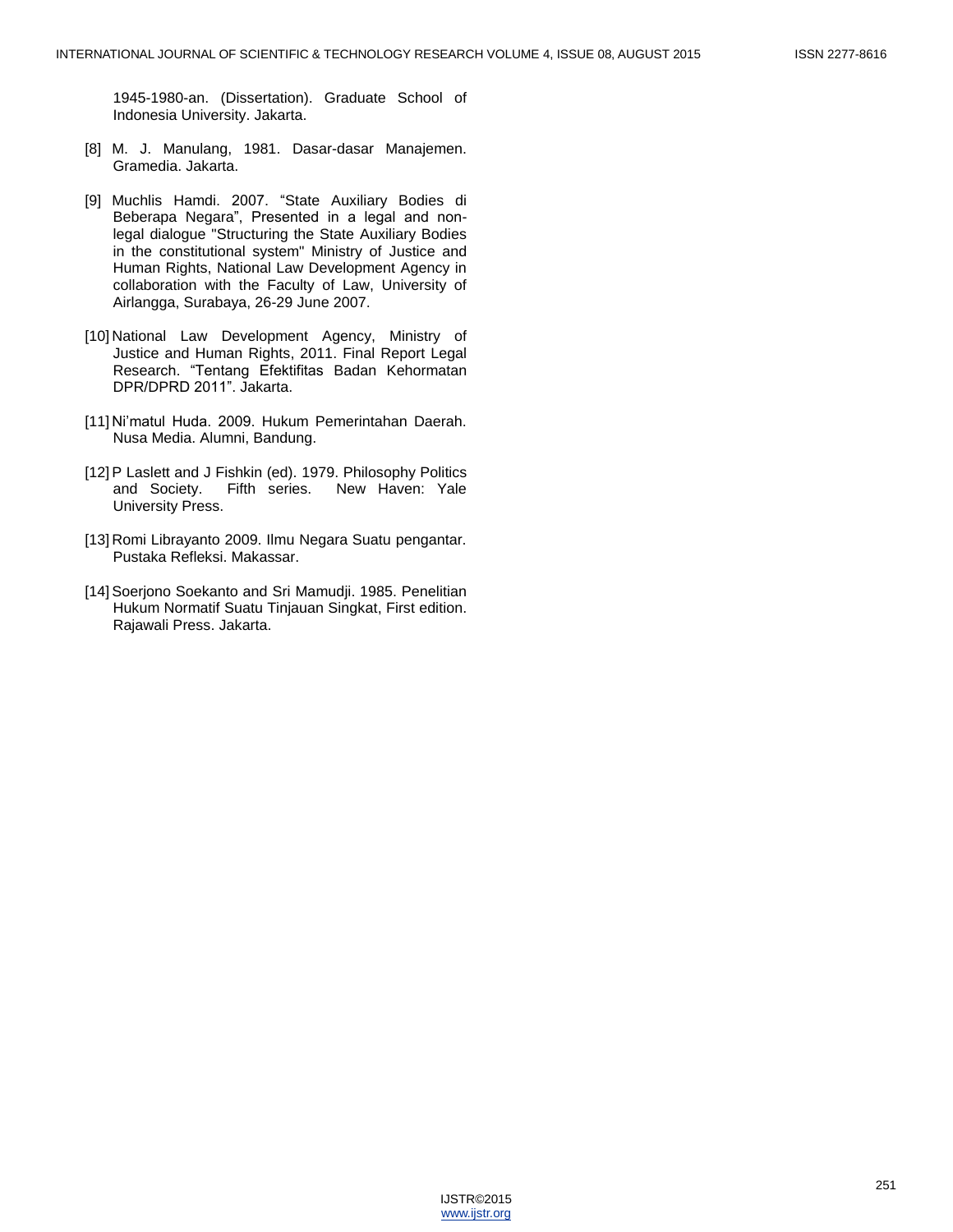1945-1980-an. (Dissertation). Graduate School of Indonesia University. Jakarta.

[8] M. J. Manulang, 1981. Dasar-dasar Manajemen. Gramedia. Jakarta.

[9] Muchlis Hamdi. 2007. “State Auxiliary Bodies di Beberapa Negara”, Presented in a legal and non-legal dialogue "Structuring the State Auxiliary Bodies in the constitutional system" Ministry of Justice and Human Rights, National Law Development Agency in collaboration with the Faculty of Law, University of Airlangga, Surabaya, 26-29 June 2007.

[10] National Law Development Agency, Ministry of Justice and Human Rights, 2011. Final Report Legal Research. “Tentang Efektifitas Badan Kehormatan DPR/DPRD 2011”. Jakarta.

[11] Ni’matul Huda. 2009. Hukum Pemerintahan Daerah. Nusa Media. Alumni, Bandung.

[12] P Laslett and J Fishkin (ed). 1979. Philosophy Politics and Society. Fifth series. New Haven: Yale University Press.

[13] Romi Librayanto 2009. Ilmu Negara Suatu pengantar. Pustaka Refleksi. Makassar.

[14] Soerjono Soekanto and Sri Mamudji. 1985. Penelitian Hukum Normatif Suatu Tinjauan Singkat, First edition. Rajawali Press. Jakarta.